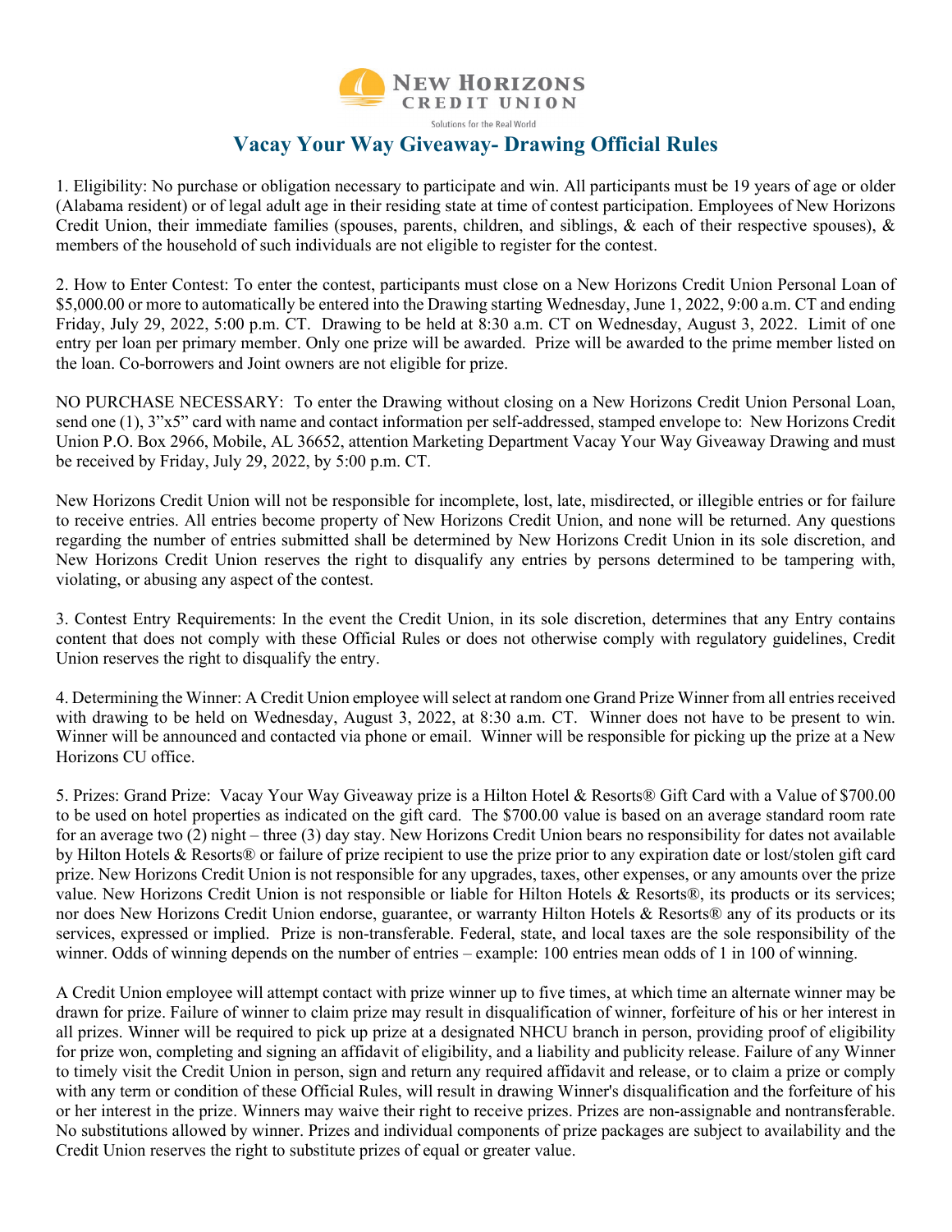NEW HORIZONS CREDIT UNION

Solutions for the Real World

# Vacay Your Way Giveaway- Drawing Official Rules

1. Eligibility: No purchase or obligation necessary to participate and win. All participants must be 19 years of age or older (Alabama resident) or of legal adult age in their residing state at time of contest participation. Employees of New Horizons Credit Union, their immediate families (spouses, parents, children, and siblings, & each of their respective spouses), & members of the household of such individuals are not eligible to register for the contest.

2. How to Enter Contest: To enter the contest, participants must close on a New Horizons Credit Union Personal Loan of $5,000.00 or more to automatically be entered into the Drawing starting Wednesday, June 1, 2022, 9:00 a.m. CT and ending Friday, July 29, 2022, 5:00 p.m. CT. Drawing to be held at 8:30 a.m. CT on Wednesday, August 3, 2022. Limit of one entry per loan per primary member. Only one prize will be awarded. Prize will be awarded to the prime member listed on the loan. Co-borrowers and Joint owners are not eligible for prize.

NO PURCHASE NECESSARY: To enter the Drawing without closing on a New Horizons Credit Union Personal Loan, send one (1), 3"x5" card with name and contact information per self-addressed, stamped envelope to: New Horizons Credit Union P.O. Box 2966, Mobile, AL 36652, attention Marketing Department Vacay Your Way Giveaway Drawing and must be received by Friday, July 29, 2022, by 5:00 p.m. CT.

New Horizons Credit Union will not be responsible for incomplete, lost, late, misdirected, or illegible entries or for failure to receive entries. All entries become property of New Horizons Credit Union, and none will be returned. Any questions regarding the number of entries submitted shall be determined by New Horizons Credit Union in its sole discretion, and New Horizons Credit Union reserves the right to disqualify any entries by persons determined to be tampering with, violating, or abusing any aspect of the contest.

3. Contest Entry Requirements: In the event the Credit Union, in its sole discretion, determines that any Entry contains content that does not comply with these Official Rules or does not otherwise comply with regulatory guidelines, Credit Union reserves the right to disqualify the entry.

4. Determining the Winner: A Credit Union employee will select at random one Grand Prize Winner from all entries received with drawing to be held on Wednesday, August 3, 2022, at 8:30 a.m. CT. Winner does not have to be present to win. Winner will be announced and contacted via phone or email. Winner will be responsible for picking up the prize at a New Horizons CU office.

5. Prizes: Grand Prize: Vacay Your Way Giveaway prize is a Hilton Hotel & Resorts® Gift Card with a Value of $700.00 to be used on hotel properties as indicated on the gift card. The $700.00 value is based on an average standard room rate for an average two (2) night – three (3) day stay. New Horizons Credit Union bears no responsibility for dates not available by Hilton Hotels & Resorts® or failure of prize recipient to use the prize prior to any expiration date or lost/stolen gift card prize. New Horizons Credit Union is not responsible for any upgrades, taxes, other expenses, or any amounts over the prize value. New Horizons Credit Union is not responsible or liable for Hilton Hotels & Resorts®, its products or its services; nor does New Horizons Credit Union endorse, guarantee, or warranty Hilton Hotels & Resorts® any of its products or its services, expressed or implied. Prize is non-transferable. Federal, state, and local taxes are the sole responsibility of the winner. Odds of winning depends on the number of entries – example: 100 entries mean odds of 1 in 100 of winning.

A Credit Union employee will attempt contact with prize winner up to five times, at which time an alternate winner may be drawn for prize. Failure of winner to claim prize may result in disqualification of winner, forfeiture of his or her interest in all prizes. Winner will be required to pick up prize at a designated NHCU branch in person, providing proof of eligibility for prize won, completing and signing an affidavit of eligibility, and a liability and publicity release. Failure of any Winner to timely visit the Credit Union in person, sign and return any required affidavit and release, or to claim a prize or comply with any term or condition of these Official Rules, will result in drawing Winner's disqualification and the forfeiture of his or her interest in the prize. Winners may waive their right to receive prizes. Prizes are non-assignable and nontransferable. No substitutions allowed by winner. Prizes and individual components of prize packages are subject to availability and the Credit Union reserves the right to substitute prizes of equal or greater value.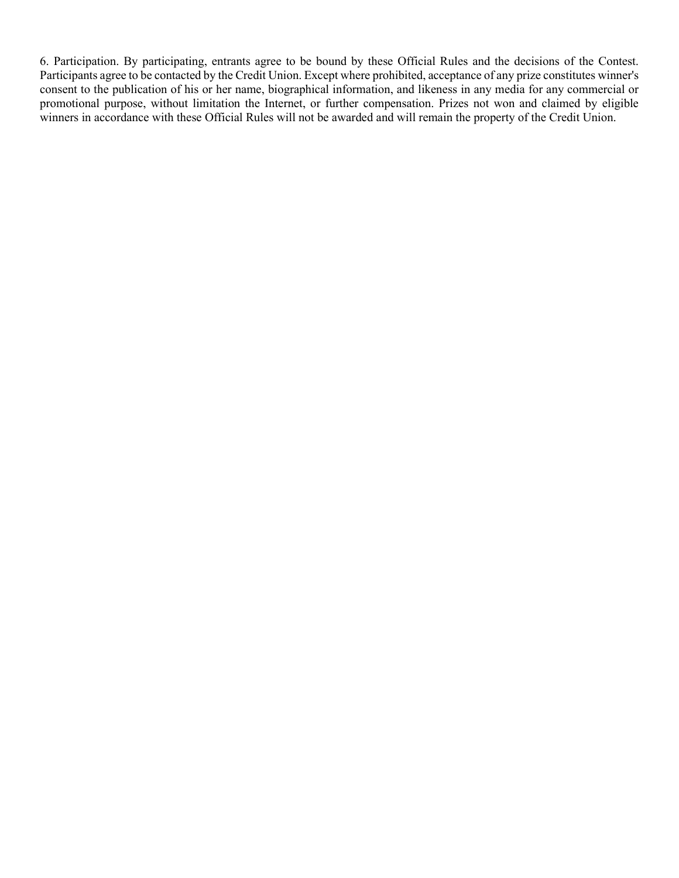6. Participation. By participating, entrants agree to be bound by these Official Rules and the decisions of the Contest. Participants agree to be contacted by the Credit Union. Except where prohibited, acceptance of any prize constitutes winner's consent to the publication of his or her name, biographical information, and likeness in any media for any commercial or promotional purpose, without limitation the Internet, or further compensation. Prizes not won and claimed by eligible winners in accordance with these Official Rules will not be awarded and will remain the property of the Credit Union.